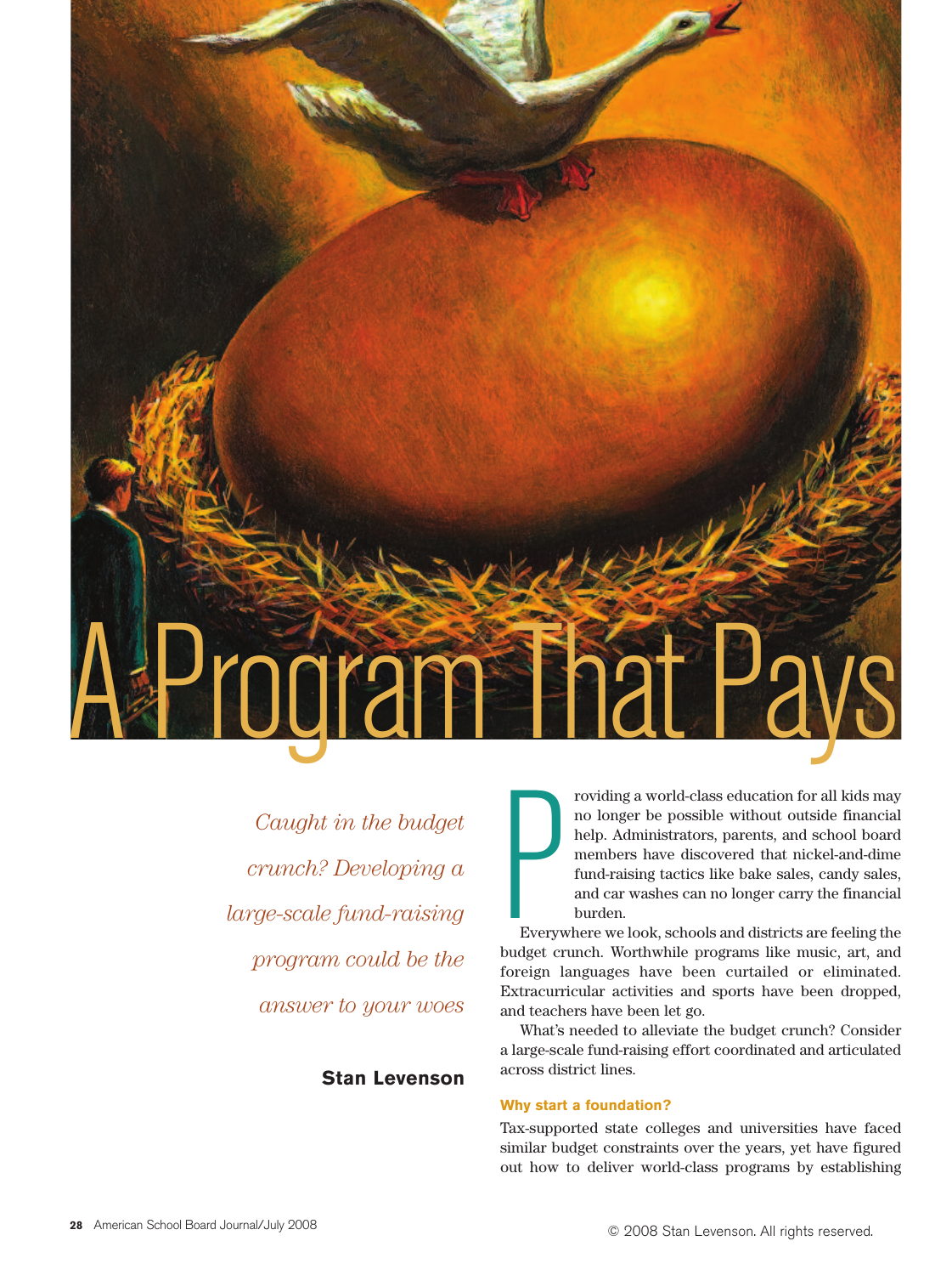# A Program That Pays

*Caught in the budget crunch? Developing a large-scale fund-raising program could be the answer to your woes*

**Stan Levenson**

Providing a world-class education for all kids may no longer be possible without outside financial help. Administrators, parents, and school board members have discovered that nickel-and-dime fund-raising tactics like bake sales, candy sales, and car washes can no longer carry the financial burden.

Everywhere we look, schools and districts are feeling the budget crunch. Worthwhile programs like music, art, and foreign languages have been curtailed or eliminated. Extracurricular activities and sports have been dropped, and teachers have been let go.

What's needed to alleviate the budget crunch? Consider a large-scale fund-raising effort coordinated and articulated across district lines.

### Why start a foundation?

Tax-supported state colleges and universities have faced similar budget constraints over the years, yet have figured out how to deliver world-class programs by establishing

© 2008 Stan Levenson. All rights reserved.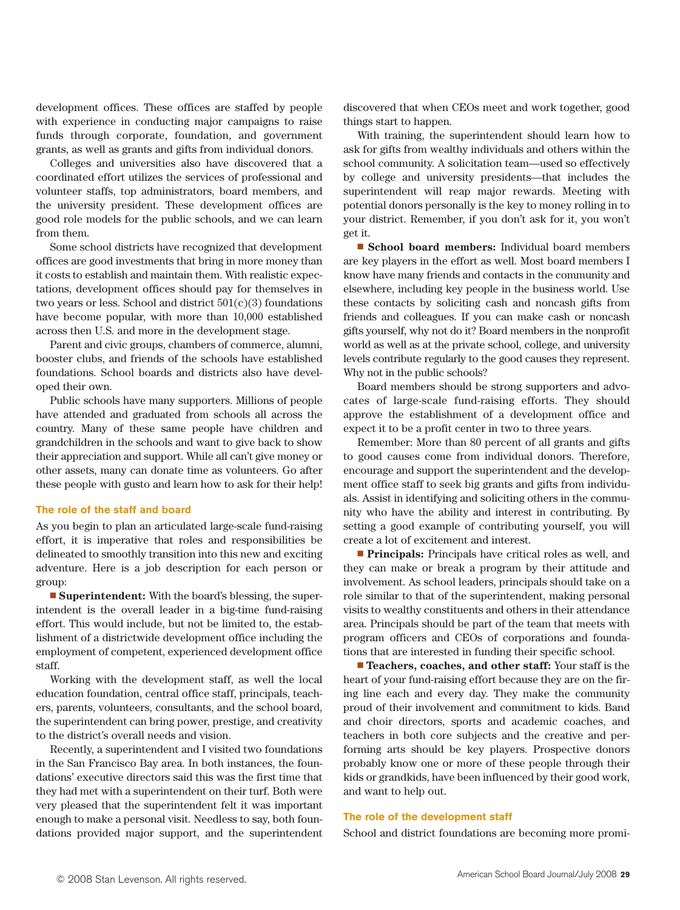development offices. These offices are staffed by people with experience in conducting major campaigns to raise funds through corporate, foundation, and government grants, as well as grants and gifts from individual donors.

Colleges and universities also have discovered that a coordinated effort utilizes the services of professional and volunteer staffs, top administrators, board members, and the university president. These development offices are good role models for the public schools, and we can learn from them.

Some school districts have recognized that development offices are good investments that bring in more money than it costs to establish and maintain them. With realistic expectations, development offices should pay for themselves in two years or less. School and district 501(c)(3) foundations have become popular, with more than 10,000 established across then U.S. and more in the development stage.

Parent and civic groups, chambers of commerce, alumni, booster clubs, and friends of the schools have established foundations. School boards and districts also have developed their own.

Public schools have many supporters. Millions of people have attended and graduated from schools all across the country. Many of these same people have children and grandchildren in the schools and want to give back to show their appreciation and support. While all can't give money or other assets, many can donate time as volunteers. Go after these people with gusto and learn how to ask for their help!

### The role of the staff and board

As you begin to plan an articulated large-scale fund-raising effort, it is imperative that roles and responsibilities be delineated to smoothly transition into this new and exciting adventure. Here is a job description for each person or group:

■ **Superintendent:** With the board's blessing, the superintendent is the overall leader in a big-time fund-raising effort. This would include, but not be limited to, the establishment of a districtwide development office including the employment of competent, experienced development office staff.

Working with the development staff, as well the local education foundation, central office staff, principals, teachers, parents, volunteers, consultants, and the school board, the superintendent can bring power, prestige, and creativity to the district's overall needs and vision.

Recently, a superintendent and I visited two foundations in the San Francisco Bay area. In both instances, the foundations' executive directors said this was the first time that they had met with a superintendent on their turf. Both were very pleased that the superintendent felt it was important enough to make a personal visit. Needless to say, both foundations provided major support, and the superintendent discovered that when CEOs meet and work together, good things start to happen.

With training, the superintendent should learn how to ask for gifts from wealthy individuals and others within the school community. A solicitation team—used so effectively by college and university presidents—that includes the superintendent will reap major rewards. Meeting with potential donors personally is the key to money rolling in to your district. Remember, if you don't ask for it, you won't get it.

■ **School board members:** Individual board members are key players in the effort as well. Most board members I know have many friends and contacts in the community and elsewhere, including key people in the business world. Use these contacts by soliciting cash and noncash gifts from friends and colleagues. If you can make cash or noncash gifts yourself, why not do it? Board members in the nonprofit world as well as at the private school, college, and university levels contribute regularly to the good causes they represent. Why not in the public schools?

Board members should be strong supporters and advocates of large-scale fund-raising efforts. They should approve the establishment of a development office and expect it to be a profit center in two to three years.

Remember: More than 80 percent of all grants and gifts to good causes come from individual donors. Therefore, encourage and support the superintendent and the development office staff to seek big grants and gifts from individuals. Assist in identifying and soliciting others in the community who have the ability and interest in contributing. By setting a good example of contributing yourself, you will create a lot of excitement and interest.

■ **Principals:** Principals have critical roles as well, and they can make or break a program by their attitude and involvement. As school leaders, principals should take on a role similar to that of the superintendent, making personal visits to wealthy constituents and others in their attendance area. Principals should be part of the team that meets with program officers and CEOs of corporations and foundations that are interested in funding their specific school.

■ **Teachers, coaches, and other staff:** Your staff is the heart of your fund-raising effort because they are on the firing line each and every day. They make the community proud of their involvement and commitment to kids. Band and choir directors, sports and academic coaches, and teachers in both core subjects and the creative and performing arts should be key players. Prospective donors probably know one or more of these people through their kids or grandkids, have been influenced by their good work, and want to help out.

### The role of the development staff

School and district foundations are becoming more promi-

© 2008 Stan Levenson. All rights reserved.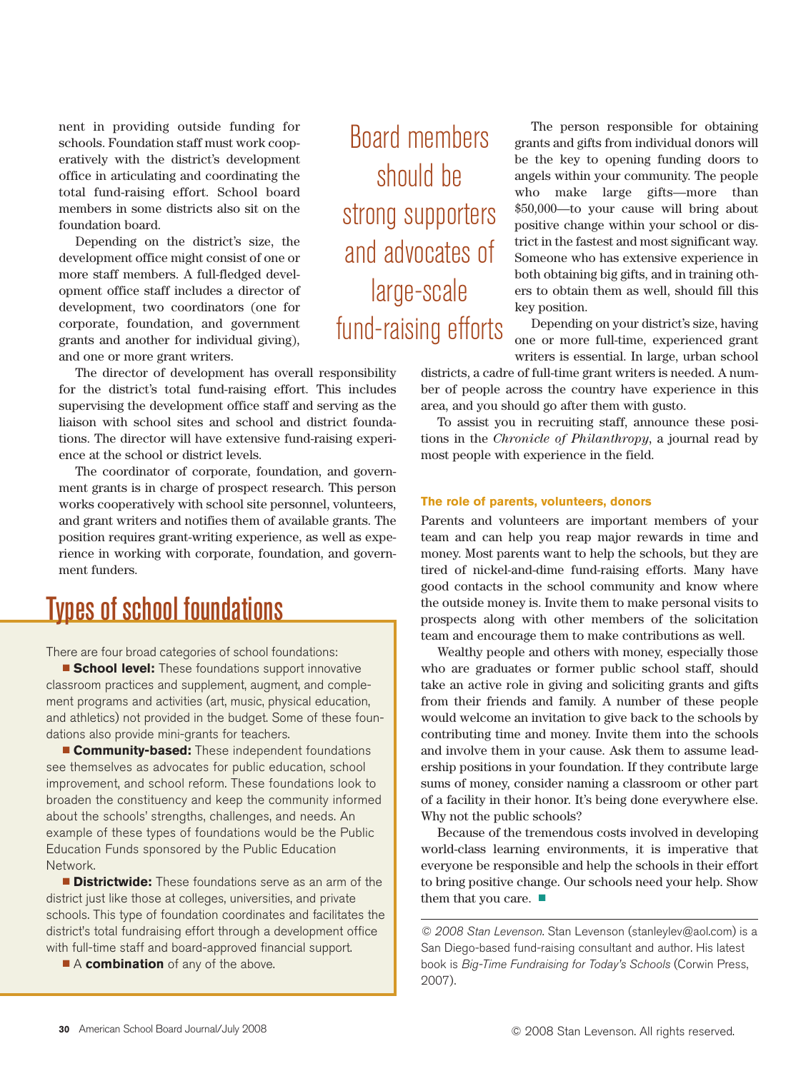nent in providing outside funding for schools. Foundation staff must work cooperatively with the district's development office in articulating and coordinating the total fund-raising effort. School board members in some districts also sit on the foundation board.

Depending on the district's size, the development office might consist of one or more staff members. A full-fledged development office staff includes a director of development, two coordinators (one for corporate, foundation, and government grants and another for individual giving), and one or more grant writers.

The director of development has overall responsibility for the district's total fund-raising effort. This includes supervising the development office staff and serving as the liaison with school sites and school and district foundations. The director will have extensive fund-raising experience at the school or district levels.

The coordinator of corporate, foundation, and government grants is in charge of prospect research. This person works cooperatively with school site personnel, volunteers, and grant writers and notifies them of available grants. The position requires grant-writing experience, as well as experience in working with corporate, foundation, and government funders.

> Board members should be strong supporters and advocates of large-scale fund-raising efforts

The person responsible for obtaining grants and gifts from individual donors will be the key to opening funding doors to angels within your community. The people who make large gifts—more than $50,000—to your cause will bring about positive change within your school or district in the fastest and most significant way. Someone who has extensive experience in both obtaining big gifts, and in training others to obtain them as well, should fill this key position.

Depending on your district's size, having one or more full-time, experienced grant writers is essential. In large, urban school districts, a cadre of full-time grant writers is needed. A number of people across the country have experience in this area, and you should go after them with gusto.

To assist you in recruiting staff, announce these positions in the *Chronicle of Philanthropy*, a journal read by most people with experience in the field.

## Types of school foundations

There are four broad categories of school foundations:

- **School level:** These foundations support innovative classroom practices and supplement, augment, and complement programs and activities (art, music, physical education, and athletics) not provided in the budget. Some of these foundations also provide mini-grants for teachers.
- **Community-based:** These independent foundations see themselves as advocates for public education, school improvement, and school reform. These foundations look to broaden the constituency and keep the community informed about the schools' strengths, challenges, and needs. An example of these types of foundations would be the Public Education Funds sponsored by the Public Education Network.
- **Districtwide:** These foundations serve as an arm of the district just like those at colleges, universities, and private schools. This type of foundation coordinates and facilitates the district's total fundraising effort through a development office with full-time staff and board-approved financial support.
- A **combination** of any of the above.

### The role of parents, volunteers, donors

Parents and volunteers are important members of your team and can help you reap major rewards in time and money. Most parents want to help the schools, but they are tired of nickel-and-dime fund-raising efforts. Many have good contacts in the school community and know where the outside money is. Invite them to make personal visits to prospects along with other members of the solicitation team and encourage them to make contributions as well.

Wealthy people and others with money, especially those who are graduates or former public school staff, should take an active role in giving and soliciting grants and gifts from their friends and family. A number of these people would welcome an invitation to give back to the schools by contributing time and money. Invite them into the schools and involve them in your cause. Ask them to assume leadership positions in your foundation. If they contribute large sums of money, consider naming a classroom or other part of a facility in their honor. It's being done everywhere else. Why not the public schools?

Because of the tremendous costs involved in developing world-class learning environments, it is imperative that everyone be responsible and help the schools in their effort to bring positive change. Our schools need your help. Show them that you care. ■

---

*© 2008 Stan Levenson*. Stan Levenson (stanleylev@aol.com) is a San Diego-based fund-raising consultant and author. His latest book is *Big-Time Fundraising for Today's Schools* (Corwin Press, 2007).